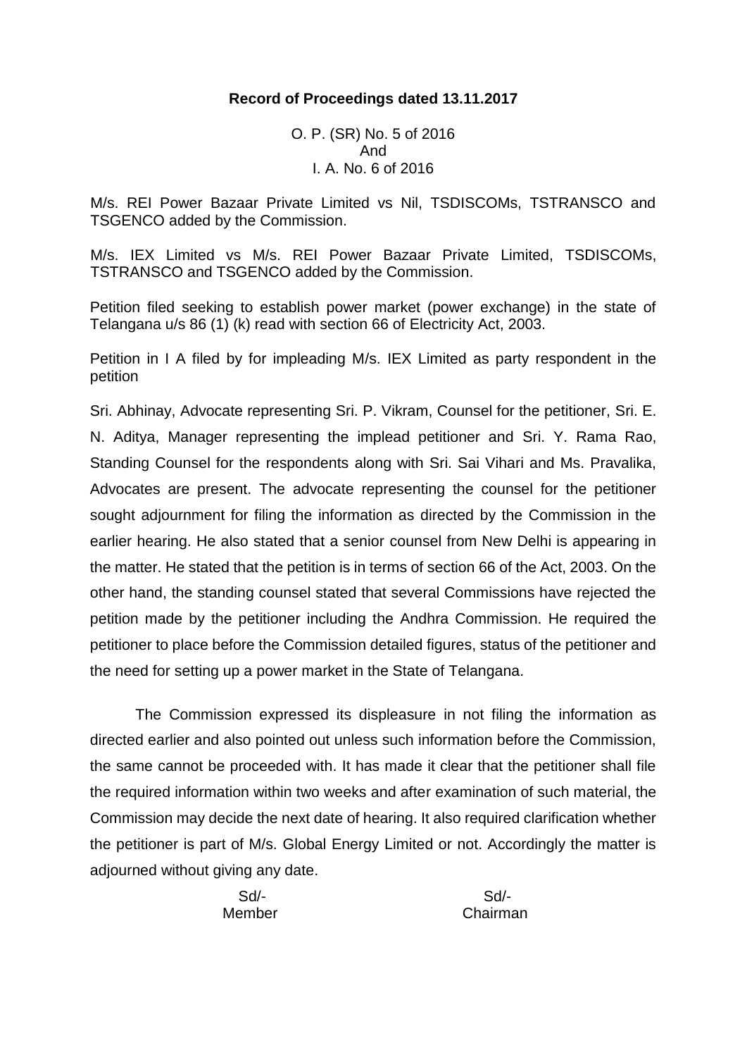**Record of Proceedings dated 13.11.2017**

O. P. (SR) No. 5 of 2016
And
I. A. No. 6 of 2016

M/s. REI Power Bazaar Private Limited vs Nil, TSDISCOMs, TSTRANSCO and TSGENCO added by the Commission.

M/s. IEX Limited vs M/s. REI Power Bazaar Private Limited, TSDISCOMs, TSTRANSCO and TSGENCO added by the Commission.

Petition filed seeking to establish power market (power exchange) in the state of Telangana u/s 86 (1) (k) read with section 66 of Electricity Act, 2003.

Petition in I A filed by for impleading M/s. IEX Limited as party respondent in the petition

Sri. Abhinay, Advocate representing Sri. P. Vikram, Counsel for the petitioner, Sri. E. N. Aditya, Manager representing the implead petitioner and Sri. Y. Rama Rao, Standing Counsel for the respondents along with Sri. Sai Vihari and Ms. Pravalika, Advocates are present. The advocate representing the counsel for the petitioner sought adjournment for filing the information as directed by the Commission in the earlier hearing. He also stated that a senior counsel from New Delhi is appearing in the matter. He stated that the petition is in terms of section 66 of the Act, 2003. On the other hand, the standing counsel stated that several Commissions have rejected the petition made by the petitioner including the Andhra Commission. He required the petitioner to place before the Commission detailed figures, status of the petitioner and the need for setting up a power market in the State of Telangana.

The Commission expressed its displeasure in not filing the information as directed earlier and also pointed out unless such information before the Commission, the same cannot be proceeded with. It has made it clear that the petitioner shall file the required information within two weeks and after examination of such material, the Commission may decide the next date of hearing. It also required clarification whether the petitioner is part of M/s. Global Energy Limited or not. Accordingly the matter is adjourned without giving any date.

| Sd/- | Sd/- |
|---|---|
| Member | Chairman |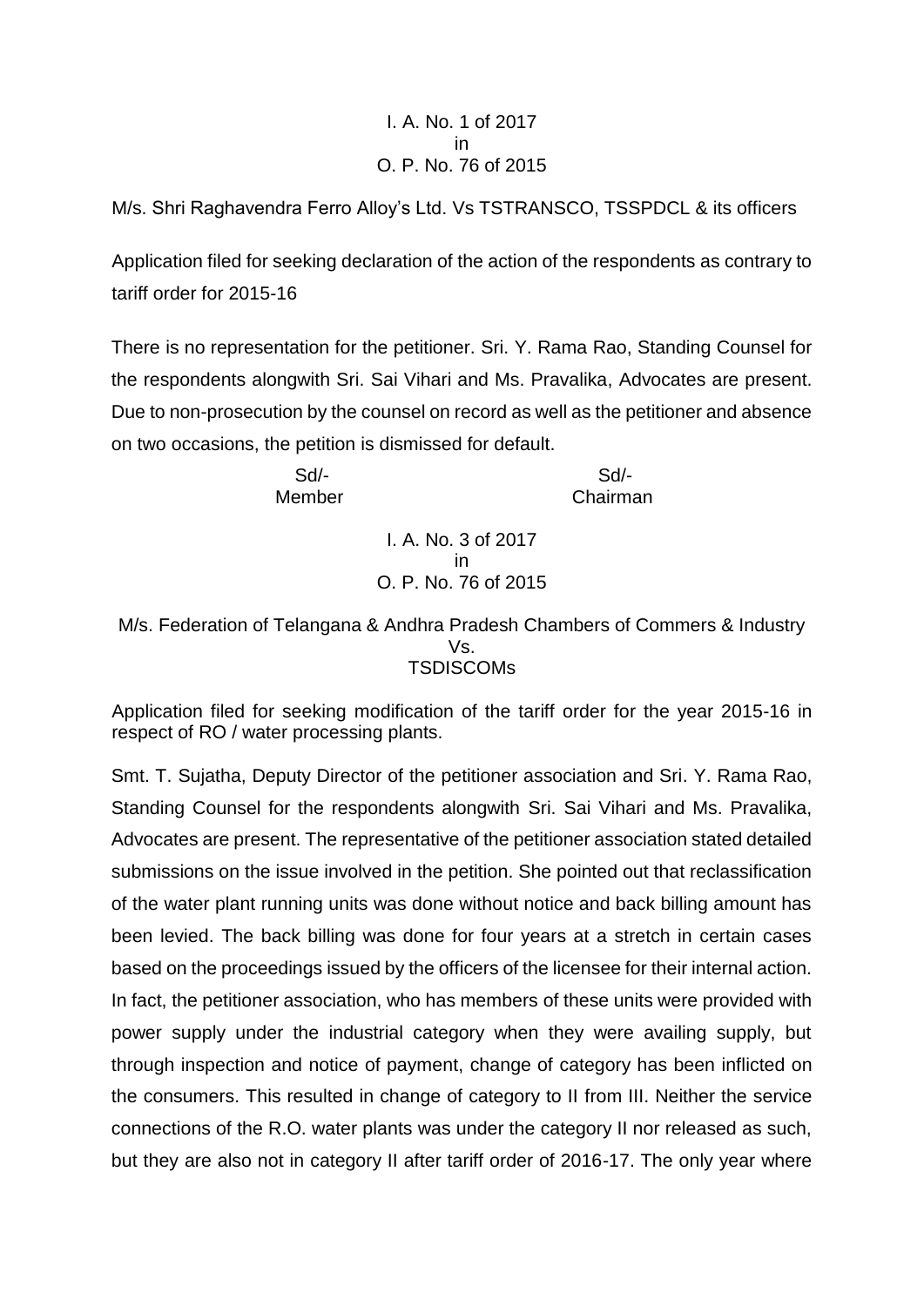I. A. No. 1 of 2017
in
O. P. No. 76 of 2015

M/s. Shri Raghavendra Ferro Alloy's Ltd. Vs TSTRANSCO, TSSPDCL & its officers

Application filed for seeking declaration of the action of the respondents as contrary to tariff order for 2015-16

There is no representation for the petitioner. Sri. Y. Rama Rao, Standing Counsel for the respondents alongwith Sri. Sai Vihari and Ms. Pravalika, Advocates are present. Due to non-prosecution by the counsel on record as well as the petitioner and absence on two occasions, the petition is dismissed for default.

| Sd/- | Sd/- |
|---|---|
| Member | Chairman |

I. A. No. 3 of 2017
in
O. P. No. 76 of 2015

M/s. Federation of Telangana & Andhra Pradesh Chambers of Commers & Industry
Vs.
TSDISCOMs

Application filed for seeking modification of the tariff order for the year 2015-16 in respect of RO / water processing plants.

Smt. T. Sujatha, Deputy Director of the petitioner association and Sri. Y. Rama Rao, Standing Counsel for the respondents alongwith Sri. Sai Vihari and Ms. Pravalika, Advocates are present. The representative of the petitioner association stated detailed submissions on the issue involved in the petition. She pointed out that reclassification of the water plant running units was done without notice and back billing amount has been levied. The back billing was done for four years at a stretch in certain cases based on the proceedings issued by the officers of the licensee for their internal action. In fact, the petitioner association, who has members of these units were provided with power supply under the industrial category when they were availing supply, but through inspection and notice of payment, change of category has been inflicted on the consumers. This resulted in change of category to II from III. Neither the service connections of the R.O. water plants was under the category II nor released as such, but they are also not in category II after tariff order of 2016-17. The only year where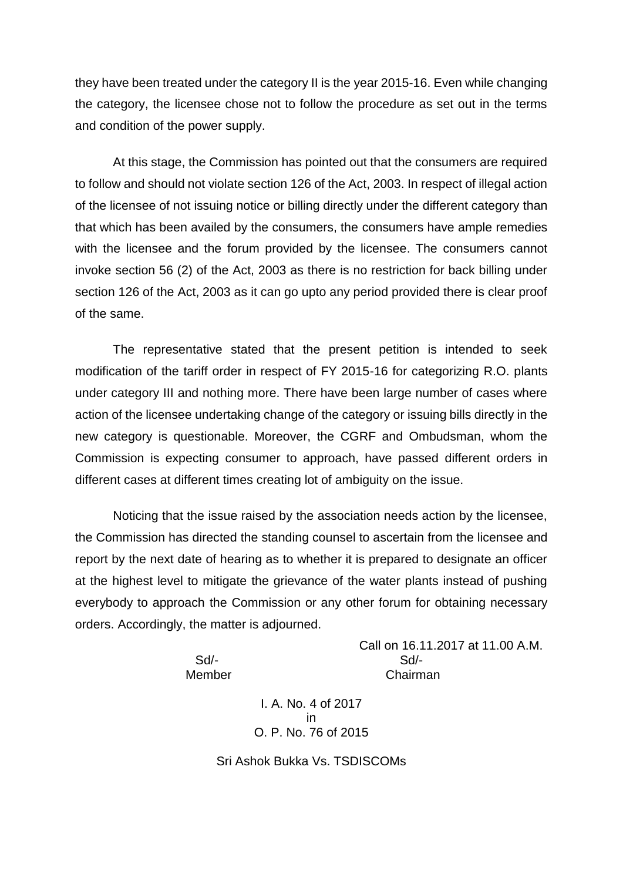they have been treated under the category II is the year 2015-16. Even while changing the category, the licensee chose not to follow the procedure as set out in the terms and condition of the power supply.

At this stage, the Commission has pointed out that the consumers are required to follow and should not violate section 126 of the Act, 2003. In respect of illegal action of the licensee of not issuing notice or billing directly under the different category than that which has been availed by the consumers, the consumers have ample remedies with the licensee and the forum provided by the licensee. The consumers cannot invoke section 56 (2) of the Act, 2003 as there is no restriction for back billing under section 126 of the Act, 2003 as it can go upto any period provided there is clear proof of the same.

The representative stated that the present petition is intended to seek modification of the tariff order in respect of FY 2015-16 for categorizing R.O. plants under category III and nothing more. There have been large number of cases where action of the licensee undertaking change of the category or issuing bills directly in the new category is questionable. Moreover, the CGRF and Ombudsman, whom the Commission is expecting consumer to approach, have passed different orders in different cases at different times creating lot of ambiguity on the issue.

Noticing that the issue raised by the association needs action by the licensee, the Commission has directed the standing counsel to ascertain from the licensee and report by the next date of hearing as to whether it is prepared to designate an officer at the highest level to mitigate the grievance of the water plants instead of pushing everybody to approach the Commission or any other forum for obtaining necessary orders. Accordingly, the matter is adjourned.

Call on 16.11.2017 at 11.00 A.M.

| Sd/- | Sd/- |
|---|---|
| Member | Chairman |

I. A. No. 4 of 2017
in
O. P. No. 76 of 2015

Sri Ashok Bukka Vs. TSDISCOMs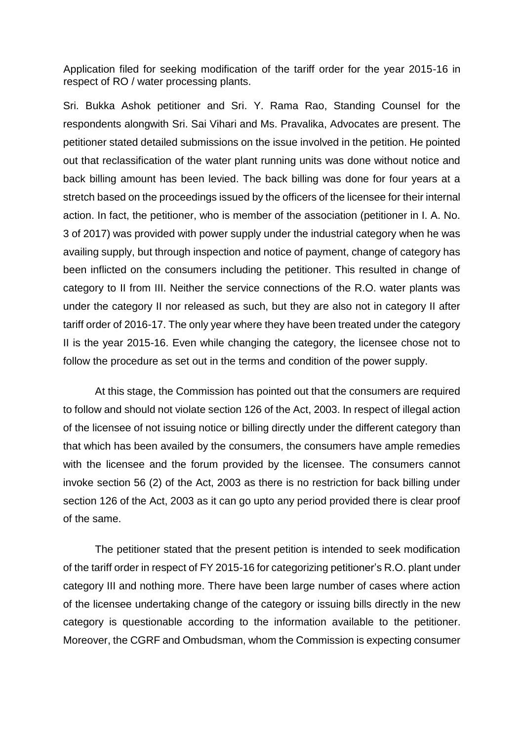Application filed for seeking modification of the tariff order for the year 2015-16 in respect of RO / water processing plants.

Sri. Bukka Ashok petitioner and Sri. Y. Rama Rao, Standing Counsel for the respondents alongwith Sri. Sai Vihari and Ms. Pravalika, Advocates are present. The petitioner stated detailed submissions on the issue involved in the petition. He pointed out that reclassification of the water plant running units was done without notice and back billing amount has been levied. The back billing was done for four years at a stretch based on the proceedings issued by the officers of the licensee for their internal action. In fact, the petitioner, who is member of the association (petitioner in I. A. No. 3 of 2017) was provided with power supply under the industrial category when he was availing supply, but through inspection and notice of payment, change of category has been inflicted on the consumers including the petitioner. This resulted in change of category to II from III. Neither the service connections of the R.O. water plants was under the category II nor released as such, but they are also not in category II after tariff order of 2016-17. The only year where they have been treated under the category II is the year 2015-16. Even while changing the category, the licensee chose not to follow the procedure as set out in the terms and condition of the power supply.

At this stage, the Commission has pointed out that the consumers are required to follow and should not violate section 126 of the Act, 2003. In respect of illegal action of the licensee of not issuing notice or billing directly under the different category than that which has been availed by the consumers, the consumers have ample remedies with the licensee and the forum provided by the licensee. The consumers cannot invoke section 56 (2) of the Act, 2003 as there is no restriction for back billing under section 126 of the Act, 2003 as it can go upto any period provided there is clear proof of the same.

The petitioner stated that the present petition is intended to seek modification of the tariff order in respect of FY 2015-16 for categorizing petitioner's R.O. plant under category III and nothing more. There have been large number of cases where action of the licensee undertaking change of the category or issuing bills directly in the new category is questionable according to the information available to the petitioner. Moreover, the CGRF and Ombudsman, whom the Commission is expecting consumer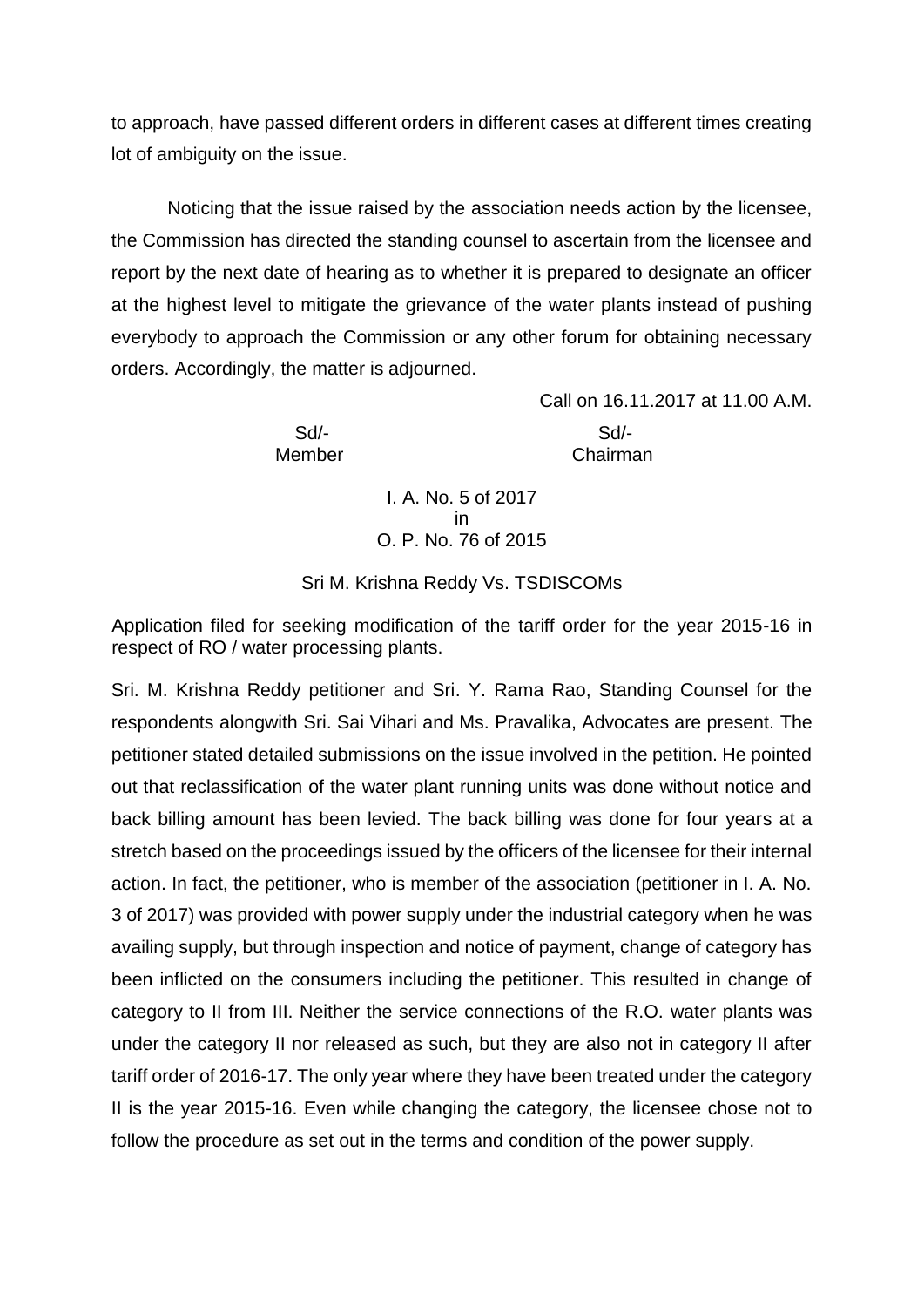to approach, have passed different orders in different cases at different times creating lot of ambiguity on the issue.

Noticing that the issue raised by the association needs action by the licensee, the Commission has directed the standing counsel to ascertain from the licensee and report by the next date of hearing as to whether it is prepared to designate an officer at the highest level to mitigate the grievance of the water plants instead of pushing everybody to approach the Commission or any other forum for obtaining necessary orders. Accordingly, the matter is adjourned.

Call on 16.11.2017 at 11.00 A.M.

| Sd/- | Sd/- |
|---|---|
| Member | Chairman |

I. A. No. 5 of 2017
in
O. P. No. 76 of 2015

Sri M. Krishna Reddy Vs. TSDISCOMs

Application filed for seeking modification of the tariff order for the year 2015-16 in respect of RO / water processing plants.

Sri. M. Krishna Reddy petitioner and Sri. Y. Rama Rao, Standing Counsel for the respondents alongwith Sri. Sai Vihari and Ms. Pravalika, Advocates are present. The petitioner stated detailed submissions on the issue involved in the petition. He pointed out that reclassification of the water plant running units was done without notice and back billing amount has been levied. The back billing was done for four years at a stretch based on the proceedings issued by the officers of the licensee for their internal action. In fact, the petitioner, who is member of the association (petitioner in I. A. No. 3 of 2017) was provided with power supply under the industrial category when he was availing supply, but through inspection and notice of payment, change of category has been inflicted on the consumers including the petitioner. This resulted in change of category to II from III. Neither the service connections of the R.O. water plants was under the category II nor released as such, but they are also not in category II after tariff order of 2016-17. The only year where they have been treated under the category II is the year 2015-16. Even while changing the category, the licensee chose not to follow the procedure as set out in the terms and condition of the power supply.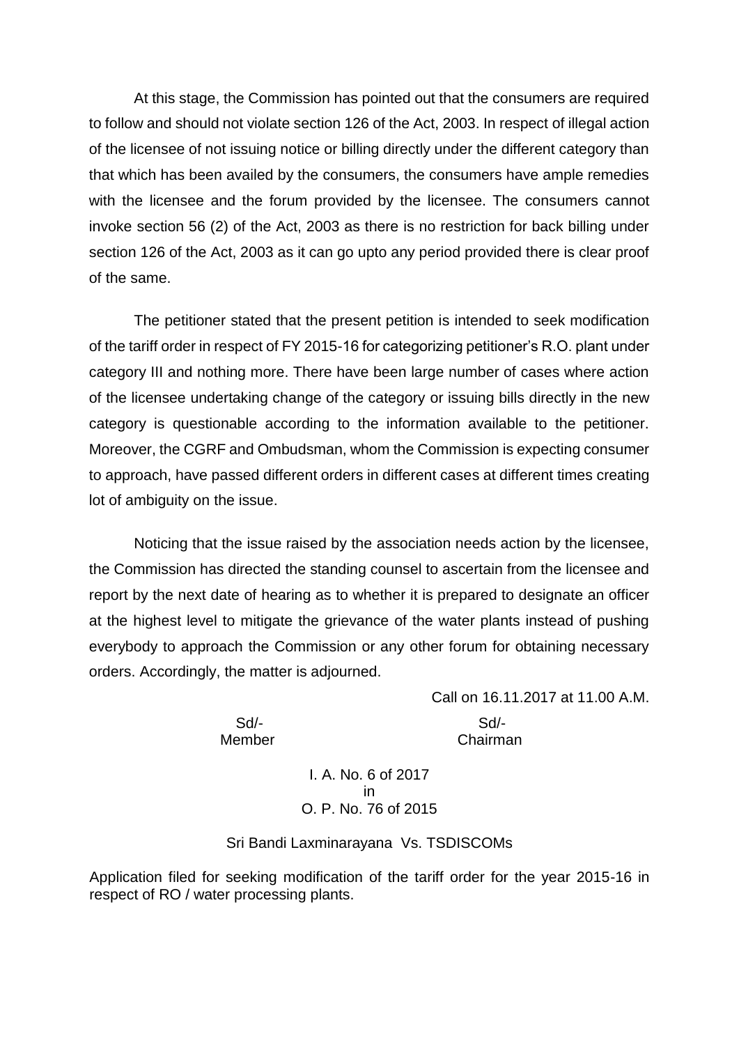At this stage, the Commission has pointed out that the consumers are required to follow and should not violate section 126 of the Act, 2003. In respect of illegal action of the licensee of not issuing notice or billing directly under the different category than that which has been availed by the consumers, the consumers have ample remedies with the licensee and the forum provided by the licensee. The consumers cannot invoke section 56 (2) of the Act, 2003 as there is no restriction for back billing under section 126 of the Act, 2003 as it can go upto any period provided there is clear proof of the same.

The petitioner stated that the present petition is intended to seek modification of the tariff order in respect of FY 2015-16 for categorizing petitioner's R.O. plant under category III and nothing more. There have been large number of cases where action of the licensee undertaking change of the category or issuing bills directly in the new category is questionable according to the information available to the petitioner. Moreover, the CGRF and Ombudsman, whom the Commission is expecting consumer to approach, have passed different orders in different cases at different times creating lot of ambiguity on the issue.

Noticing that the issue raised by the association needs action by the licensee, the Commission has directed the standing counsel to ascertain from the licensee and report by the next date of hearing as to whether it is prepared to designate an officer at the highest level to mitigate the grievance of the water plants instead of pushing everybody to approach the Commission or any other forum for obtaining necessary orders. Accordingly, the matter is adjourned.

Call on 16.11.2017 at 11.00 A.M.

| Sd/- | Sd/- |
|---|---|
| Member | Chairman |

I. A. No. 6 of 2017
in
O. P. No. 76 of 2015

Sri Bandi Laxminarayana Vs. TSDISCOMs

Application filed for seeking modification of the tariff order for the year 2015-16 in respect of RO / water processing plants.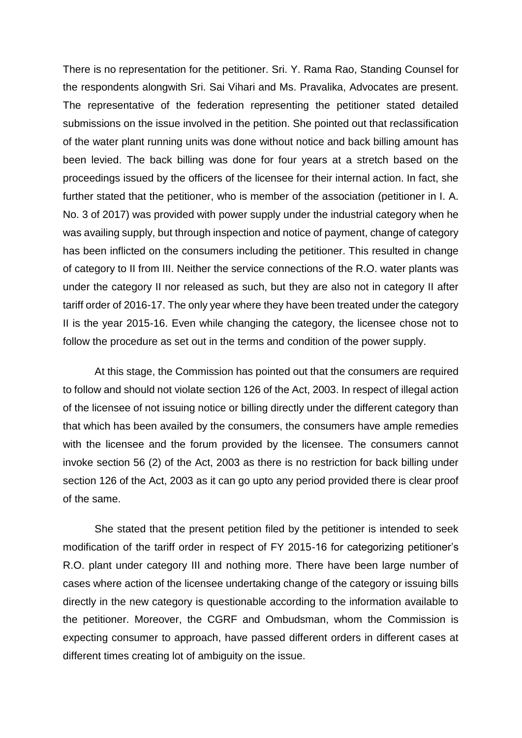There is no representation for the petitioner. Sri. Y. Rama Rao, Standing Counsel for the respondents alongwith Sri. Sai Vihari and Ms. Pravalika, Advocates are present. The representative of the federation representing the petitioner stated detailed submissions on the issue involved in the petition. She pointed out that reclassification of the water plant running units was done without notice and back billing amount has been levied. The back billing was done for four years at a stretch based on the proceedings issued by the officers of the licensee for their internal action. In fact, she further stated that the petitioner, who is member of the association (petitioner in I. A. No. 3 of 2017) was provided with power supply under the industrial category when he was availing supply, but through inspection and notice of payment, change of category has been inflicted on the consumers including the petitioner. This resulted in change of category to II from III. Neither the service connections of the R.O. water plants was under the category II nor released as such, but they are also not in category II after tariff order of 2016-17. The only year where they have been treated under the category II is the year 2015-16. Even while changing the category, the licensee chose not to follow the procedure as set out in the terms and condition of the power supply.

At this stage, the Commission has pointed out that the consumers are required to follow and should not violate section 126 of the Act, 2003. In respect of illegal action of the licensee of not issuing notice or billing directly under the different category than that which has been availed by the consumers, the consumers have ample remedies with the licensee and the forum provided by the licensee. The consumers cannot invoke section 56 (2) of the Act, 2003 as there is no restriction for back billing under section 126 of the Act, 2003 as it can go upto any period provided there is clear proof of the same.

She stated that the present petition filed by the petitioner is intended to seek modification of the tariff order in respect of FY 2015-16 for categorizing petitioner's R.O. plant under category III and nothing more. There have been large number of cases where action of the licensee undertaking change of the category or issuing bills directly in the new category is questionable according to the information available to the petitioner. Moreover, the CGRF and Ombudsman, whom the Commission is expecting consumer to approach, have passed different orders in different cases at different times creating lot of ambiguity on the issue.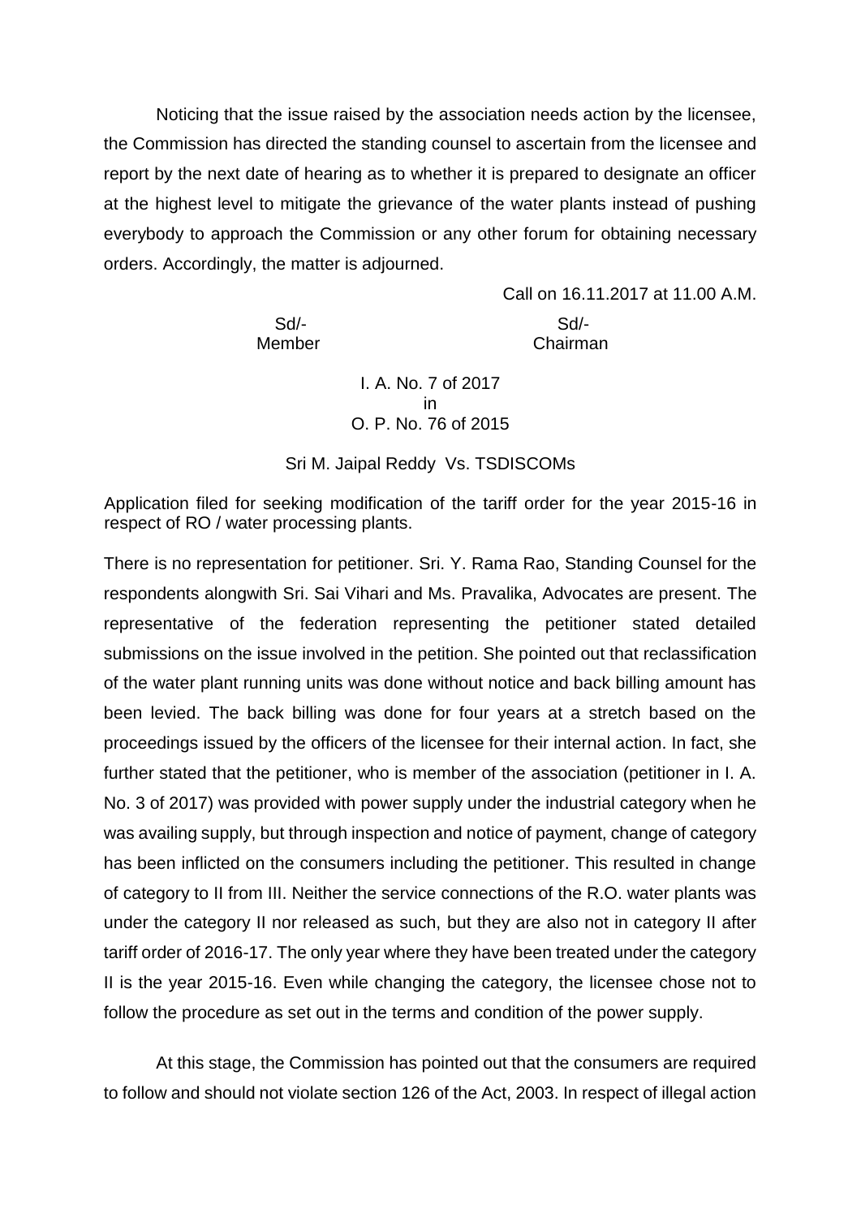Noticing that the issue raised by the association needs action by the licensee, the Commission has directed the standing counsel to ascertain from the licensee and report by the next date of hearing as to whether it is prepared to designate an officer at the highest level to mitigate the grievance of the water plants instead of pushing everybody to approach the Commission or any other forum for obtaining necessary orders. Accordingly, the matter is adjourned.

Call on 16.11.2017 at 11.00 A.M.

| Sd/- | Sd/- |
|---|---|
| Member | Chairman |

I. A. No. 7 of 2017
in
O. P. No. 76 of 2015

Sri M. Jaipal Reddy Vs. TSDISCOMs

Application filed for seeking modification of the tariff order for the year 2015-16 in respect of RO / water processing plants.

There is no representation for petitioner. Sri. Y. Rama Rao, Standing Counsel for the respondents alongwith Sri. Sai Vihari and Ms. Pravalika, Advocates are present. The representative of the federation representing the petitioner stated detailed submissions on the issue involved in the petition. She pointed out that reclassification of the water plant running units was done without notice and back billing amount has been levied. The back billing was done for four years at a stretch based on the proceedings issued by the officers of the licensee for their internal action. In fact, she further stated that the petitioner, who is member of the association (petitioner in I. A. No. 3 of 2017) was provided with power supply under the industrial category when he was availing supply, but through inspection and notice of payment, change of category has been inflicted on the consumers including the petitioner. This resulted in change of category to II from III. Neither the service connections of the R.O. water plants was under the category II nor released as such, but they are also not in category II after tariff order of 2016-17. The only year where they have been treated under the category II is the year 2015-16. Even while changing the category, the licensee chose not to follow the procedure as set out in the terms and condition of the power supply.

At this stage, the Commission has pointed out that the consumers are required to follow and should not violate section 126 of the Act, 2003. In respect of illegal action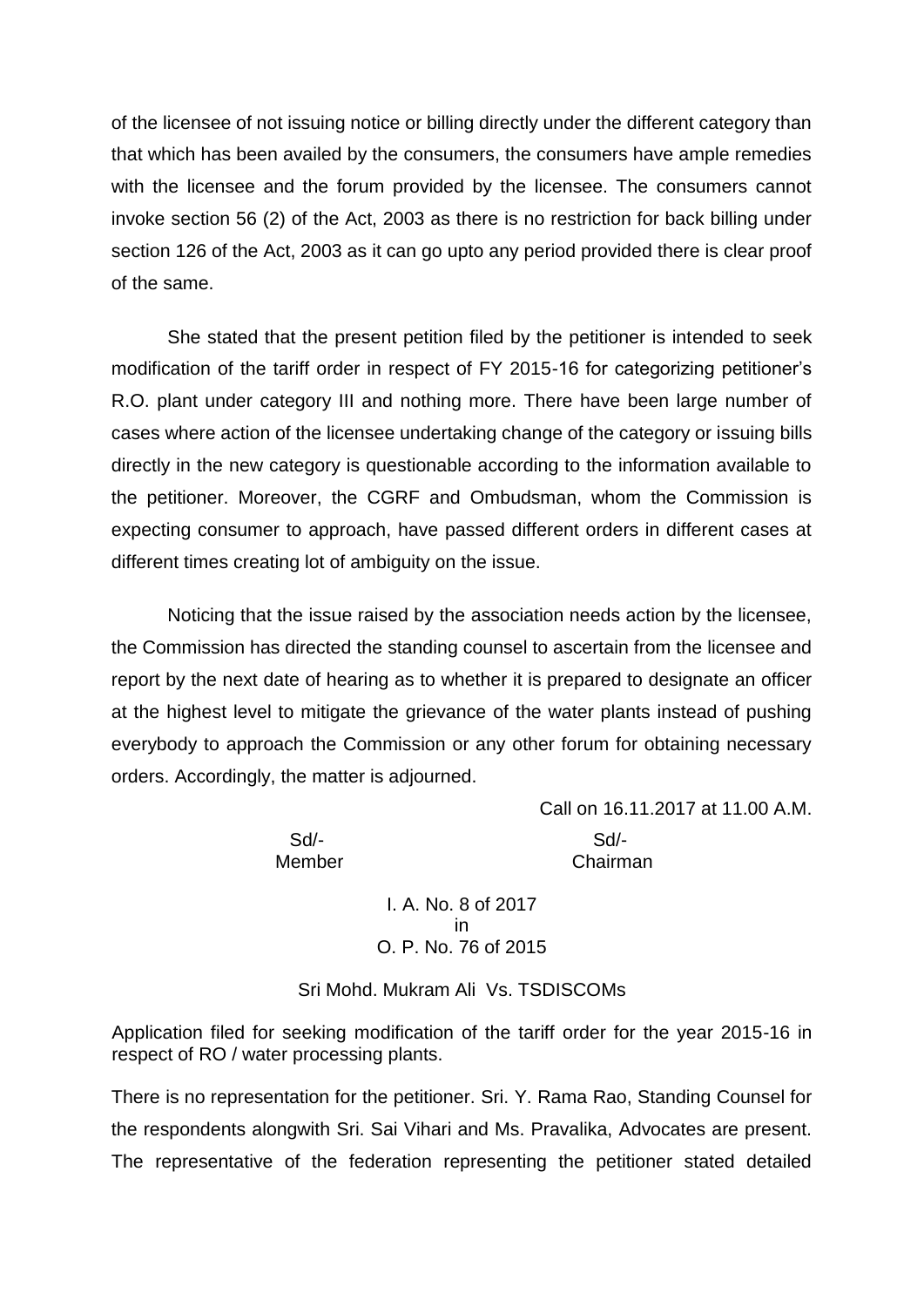of the licensee of not issuing notice or billing directly under the different category than that which has been availed by the consumers, the consumers have ample remedies with the licensee and the forum provided by the licensee. The consumers cannot invoke section 56 (2) of the Act, 2003 as there is no restriction for back billing under section 126 of the Act, 2003 as it can go upto any period provided there is clear proof of the same.

She stated that the present petition filed by the petitioner is intended to seek modification of the tariff order in respect of FY 2015-16 for categorizing petitioner's R.O. plant under category III and nothing more. There have been large number of cases where action of the licensee undertaking change of the category or issuing bills directly in the new category is questionable according to the information available to the petitioner. Moreover, the CGRF and Ombudsman, whom the Commission is expecting consumer to approach, have passed different orders in different cases at different times creating lot of ambiguity on the issue.

Noticing that the issue raised by the association needs action by the licensee, the Commission has directed the standing counsel to ascertain from the licensee and report by the next date of hearing as to whether it is prepared to designate an officer at the highest level to mitigate the grievance of the water plants instead of pushing everybody to approach the Commission or any other forum for obtaining necessary orders. Accordingly, the matter is adjourned.

Call on 16.11.2017 at 11.00 A.M.

| Sd/- | Sd/- |
|---|---|
| Member | Chairman |

I. A. No. 8 of 2017
in
O. P. No. 76 of 2015

Sri Mohd. Mukram Ali Vs. TSDISCOMs

Application filed for seeking modification of the tariff order for the year 2015-16 in respect of RO / water processing plants.

There is no representation for the petitioner. Sri. Y. Rama Rao, Standing Counsel for the respondents alongwith Sri. Sai Vihari and Ms. Pravalika, Advocates are present. The representative of the federation representing the petitioner stated detailed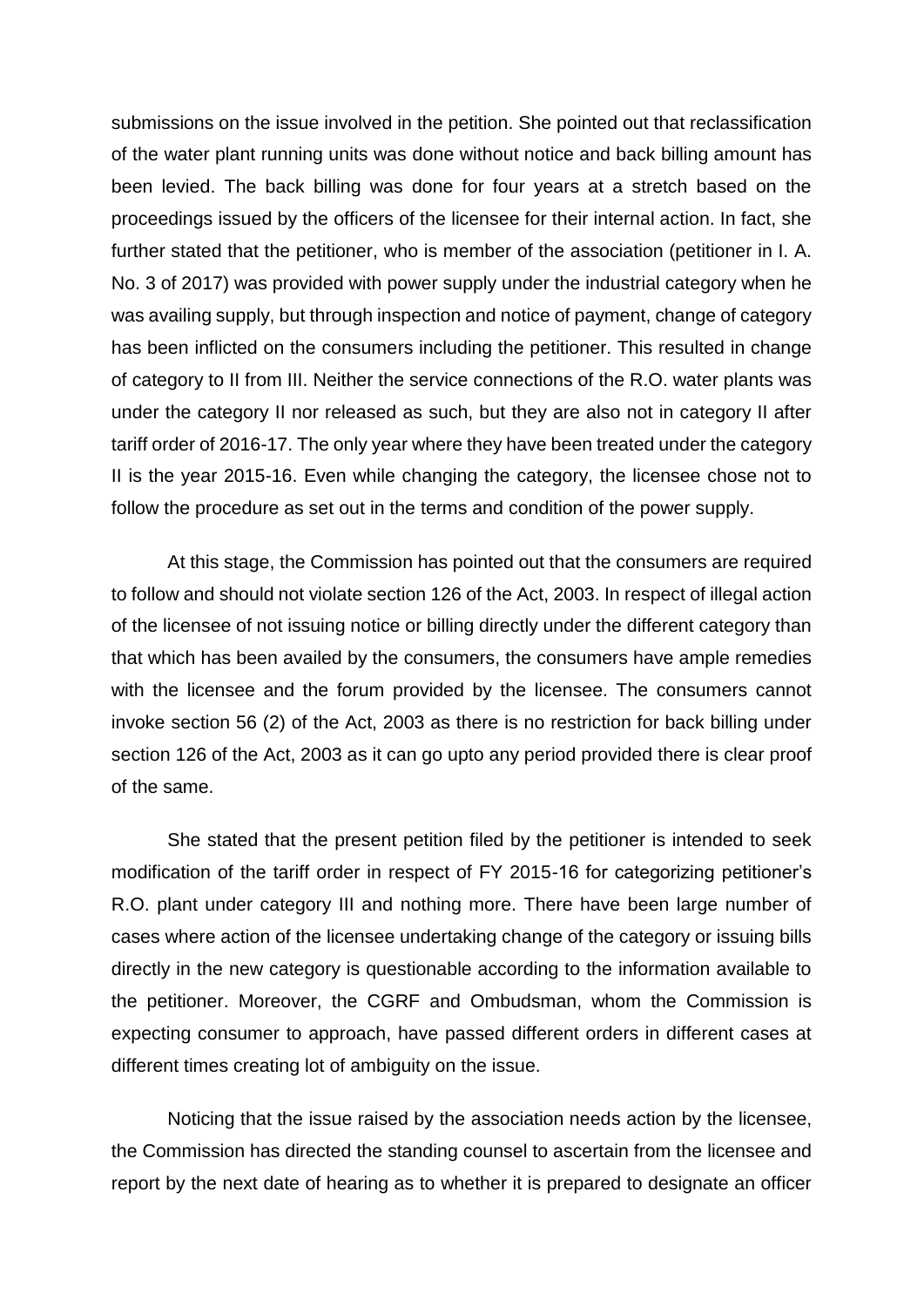submissions on the issue involved in the petition. She pointed out that reclassification of the water plant running units was done without notice and back billing amount has been levied. The back billing was done for four years at a stretch based on the proceedings issued by the officers of the licensee for their internal action. In fact, she further stated that the petitioner, who is member of the association (petitioner in I. A. No. 3 of 2017) was provided with power supply under the industrial category when he was availing supply, but through inspection and notice of payment, change of category has been inflicted on the consumers including the petitioner. This resulted in change of category to II from III. Neither the service connections of the R.O. water plants was under the category II nor released as such, but they are also not in category II after tariff order of 2016-17. The only year where they have been treated under the category II is the year 2015-16. Even while changing the category, the licensee chose not to follow the procedure as set out in the terms and condition of the power supply.

At this stage, the Commission has pointed out that the consumers are required to follow and should not violate section 126 of the Act, 2003. In respect of illegal action of the licensee of not issuing notice or billing directly under the different category than that which has been availed by the consumers, the consumers have ample remedies with the licensee and the forum provided by the licensee. The consumers cannot invoke section 56 (2) of the Act, 2003 as there is no restriction for back billing under section 126 of the Act, 2003 as it can go upto any period provided there is clear proof of the same.

She stated that the present petition filed by the petitioner is intended to seek modification of the tariff order in respect of FY 2015-16 for categorizing petitioner's R.O. plant under category III and nothing more. There have been large number of cases where action of the licensee undertaking change of the category or issuing bills directly in the new category is questionable according to the information available to the petitioner. Moreover, the CGRF and Ombudsman, whom the Commission is expecting consumer to approach, have passed different orders in different cases at different times creating lot of ambiguity on the issue.

Noticing that the issue raised by the association needs action by the licensee, the Commission has directed the standing counsel to ascertain from the licensee and report by the next date of hearing as to whether it is prepared to designate an officer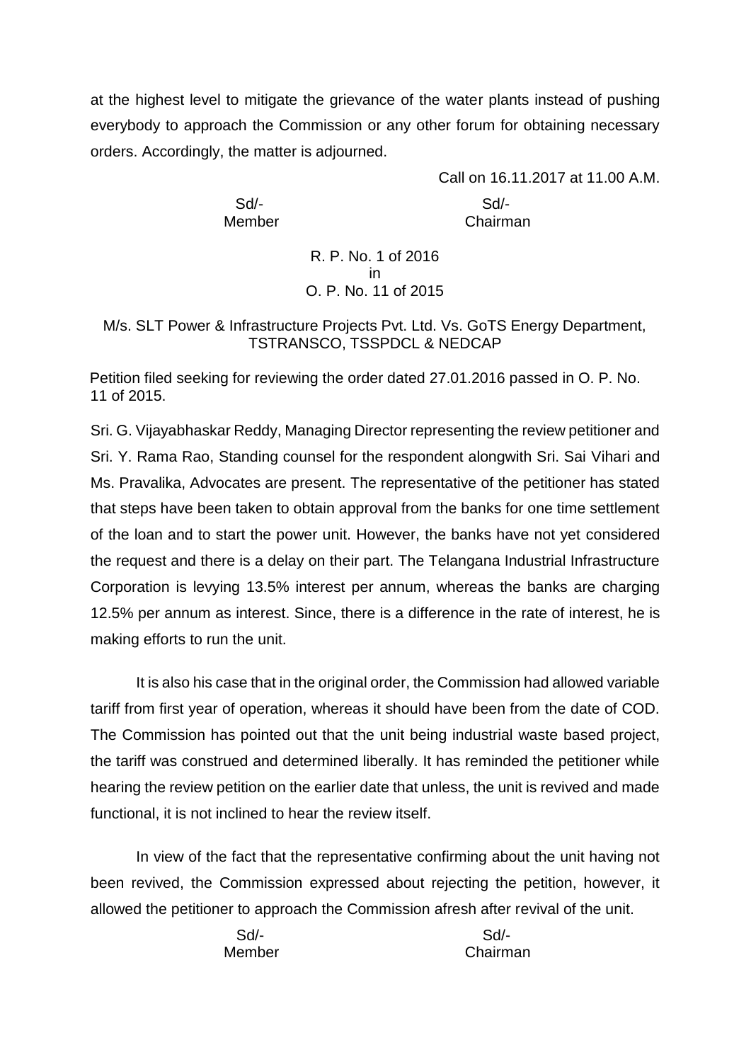at the highest level to mitigate the grievance of the water plants instead of pushing everybody to approach the Commission or any other forum for obtaining necessary orders. Accordingly, the matter is adjourned.

Call on 16.11.2017 at 11.00 A.M.

| Sd/- | Sd/- |
|---|---|
| Member | Chairman |

R. P. No. 1 of 2016
in
O. P. No. 11 of 2015

M/s. SLT Power & Infrastructure Projects Pvt. Ltd. Vs. GoTS Energy Department, TSTRANSCO, TSSPDCL & NEDCAP

Petition filed seeking for reviewing the order dated 27.01.2016 passed in O. P. No. 11 of 2015.

Sri. G. Vijayabhaskar Reddy, Managing Director representing the review petitioner and Sri. Y. Rama Rao, Standing counsel for the respondent alongwith Sri. Sai Vihari and Ms. Pravalika, Advocates are present. The representative of the petitioner has stated that steps have been taken to obtain approval from the banks for one time settlement of the loan and to start the power unit. However, the banks have not yet considered the request and there is a delay on their part. The Telangana Industrial Infrastructure Corporation is levying 13.5% interest per annum, whereas the banks are charging 12.5% per annum as interest. Since, there is a difference in the rate of interest, he is making efforts to run the unit.

It is also his case that in the original order, the Commission had allowed variable tariff from first year of operation, whereas it should have been from the date of COD. The Commission has pointed out that the unit being industrial waste based project, the tariff was construed and determined liberally. It has reminded the petitioner while hearing the review petition on the earlier date that unless, the unit is revived and made functional, it is not inclined to hear the review itself.

In view of the fact that the representative confirming about the unit having not been revived, the Commission expressed about rejecting the petition, however, it allowed the petitioner to approach the Commission afresh after revival of the unit.

| Sd/- | Sd/- |
|---|---|
| Member | Chairman |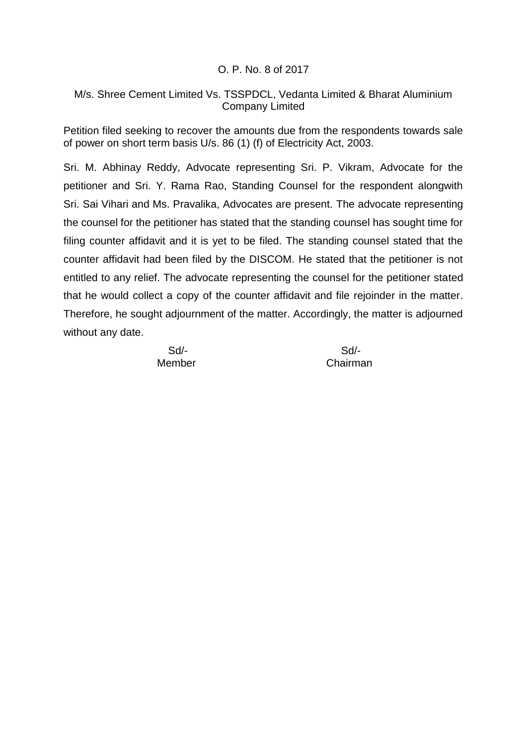O. P. No. 8 of 2017

M/s. Shree Cement Limited Vs. TSSPDCL, Vedanta Limited & Bharat Aluminium Company Limited

Petition filed seeking to recover the amounts due from the respondents towards sale of power on short term basis U/s. 86 (1) (f) of Electricity Act, 2003.

Sri. M. Abhinay Reddy, Advocate representing Sri. P. Vikram, Advocate for the petitioner and Sri. Y. Rama Rao, Standing Counsel for the respondent alongwith Sri. Sai Vihari and Ms. Pravalika, Advocates are present. The advocate representing the counsel for the petitioner has stated that the standing counsel has sought time for filing counter affidavit and it is yet to be filed. The standing counsel stated that the counter affidavit had been filed by the DISCOM. He stated that the petitioner is not entitled to any relief. The advocate representing the counsel for the petitioner stated that he would collect a copy of the counter affidavit and file rejoinder in the matter. Therefore, he sought adjournment of the matter. Accordingly, the matter is adjourned without any date.

| | |
|---|---|
| Sd/- | Sd/- |
| Member | Chairman |